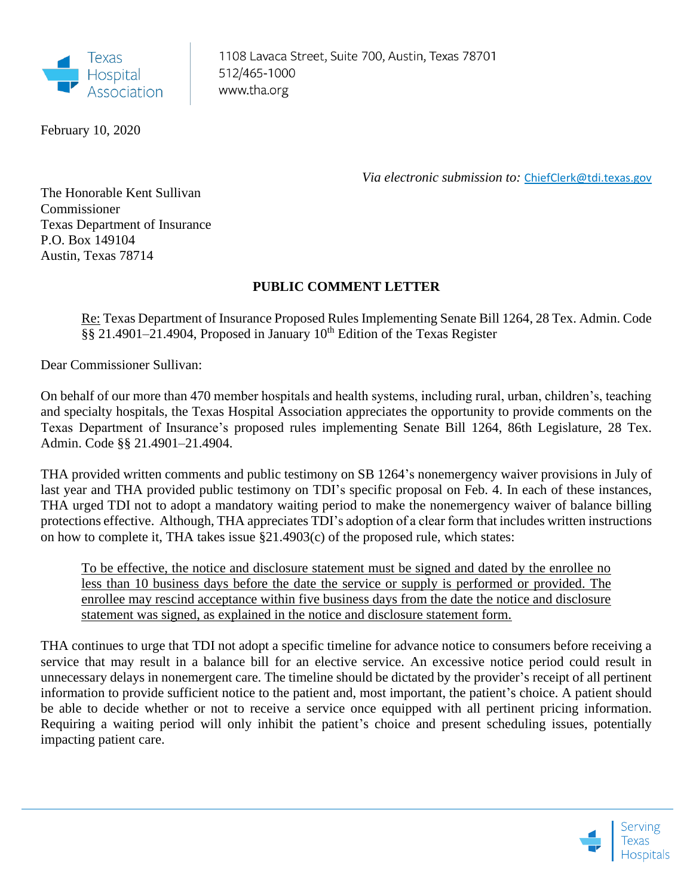Texas Hospital Association

1108 Lavaca Street, Suite 700, Austin, Texas 78701
512/465-1000
www.tha.org

February 10, 2020

*Via electronic submission to:* ChiefClerk@tdi.texas.gov

The Honorable Kent Sullivan
Commissioner
Texas Department of Insurance
P.O. Box 149104
Austin, Texas 78714

**PUBLIC COMMENT LETTER**

Re: Texas Department of Insurance Proposed Rules Implementing Senate Bill 1264, 28 Tex. Admin. Code §§ 21.4901–21.4904, Proposed in January 10th Edition of the Texas Register

Dear Commissioner Sullivan:

On behalf of our more than 470 member hospitals and health systems, including rural, urban, children's, teaching and specialty hospitals, the Texas Hospital Association appreciates the opportunity to provide comments on the Texas Department of Insurance's proposed rules implementing Senate Bill 1264, 86th Legislature, 28 Tex. Admin. Code §§ 21.4901–21.4904.

THA provided written comments and public testimony on SB 1264's nonemergency waiver provisions in July of last year and THA provided public testimony on TDI's specific proposal on Feb. 4. In each of these instances, THA urged TDI not to adopt a mandatory waiting period to make the nonemergency waiver of balance billing protections effective. Although, THA appreciates TDI's adoption of a clear form that includes written instructions on how to complete it, THA takes issue §21.4903(c) of the proposed rule, which states:

> To be effective, the notice and disclosure statement must be signed and dated by the enrollee no less than 10 business days before the date the service or supply is performed or provided. The enrollee may rescind acceptance within five business days from the date the notice and disclosure statement was signed, as explained in the notice and disclosure statement form.

THA continues to urge that TDI not adopt a specific timeline for advance notice to consumers before receiving a service that may result in a balance bill for an elective service. An excessive notice period could result in unnecessary delays in nonemergent care. The timeline should be dictated by the provider's receipt of all pertinent information to provide sufficient notice to the patient and, most important, the patient's choice. A patient should be able to decide whether or not to receive a service once equipped with all pertinent pricing information. Requiring a waiting period will only inhibit the patient's choice and present scheduling issues, potentially impacting patient care.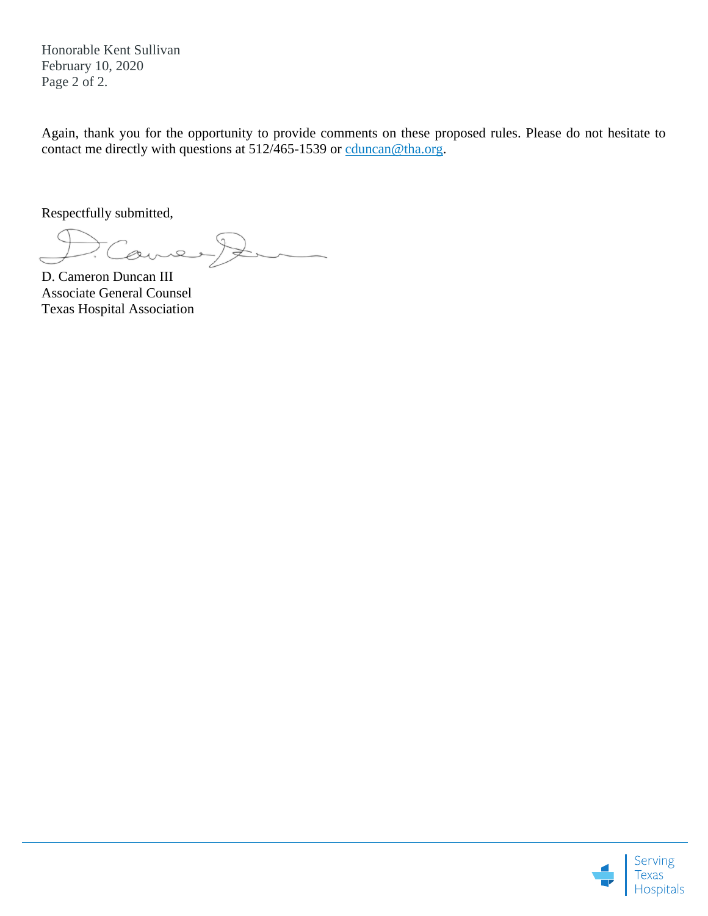Again, thank you for the opportunity to provide comments on these proposed rules. Please do not hesitate to contact me directly with questions at 512/465-1539 or cduncan@tha.org.

Respectfully submitted,

D. Cameron Duncan III
Associate General Counsel
Texas Hospital Association